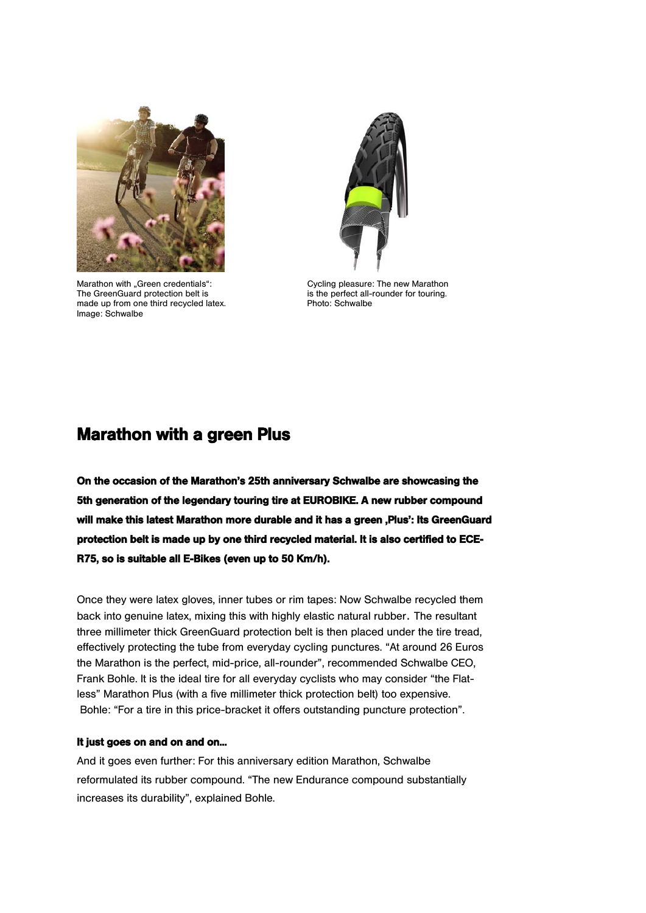Marathon with „Green credentials": The GreenGuard protection belt is made up from one third recycled latex. Image: Schwalbe

Cycling pleasure: The new Marathon is the perfect all-rounder for touring. Photo: Schwalbe

# Marathon with a green Plus

**On the occasion of the Marathon's 25th anniversary Schwalbe are showcasing the 5th generation of the legendary touring tire at EUROBIKE. A new rubber compound will make this latest Marathon more durable and it has a green ‚Plus': Its GreenGuard protection belt is made up by one third recycled material. It is also certified to ECE-R75, so is suitable all E-Bikes (even up to 50 Km/h).**

Once they were latex gloves, inner tubes or rim tapes: Now Schwalbe recycled them back into genuine latex, mixing this with highly elastic natural rubber. The resultant three millimeter thick GreenGuard protection belt is then placed under the tire tread, effectively protecting the tube from everyday cycling punctures. "At around 26 Euros the Marathon is the perfect, mid-price, all-rounder", recommended Schwalbe CEO, Frank Bohle. It is the ideal tire for all everyday cyclists who may consider "the Flat-less" Marathon Plus (with a five millimeter thick protection belt) too expensive. Bohle: "For a tire in this price-bracket it offers outstanding puncture protection".

**It just goes on and on and on…**

And it goes even further: For this anniversary edition Marathon, Schwalbe reformulated its rubber compound. "The new Endurance compound substantially increases its durability", explained Bohle.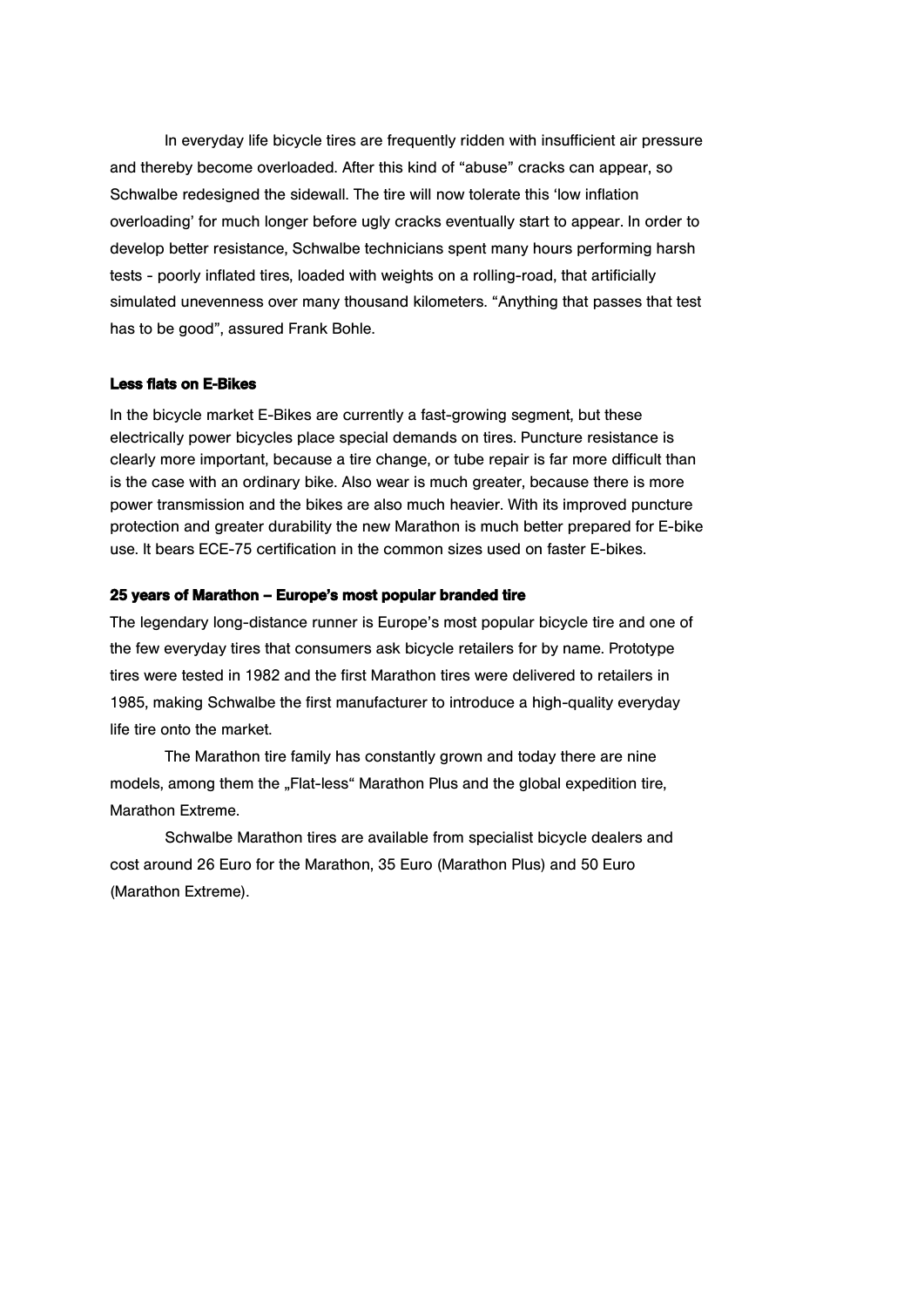In everyday life bicycle tires are frequently ridden with insufficient air pressure and thereby become overloaded. After this kind of "abuse" cracks can appear, so Schwalbe redesigned the sidewall. The tire will now tolerate this 'low inflation overloading' for much longer before ugly cracks eventually start to appear. In order to develop better resistance, Schwalbe technicians spent many hours performing harsh tests - poorly inflated tires, loaded with weights on a rolling-road, that artificially simulated unevenness over many thousand kilometers. "Anything that passes that test has to be good", assured Frank Bohle.

**Less flats on E-Bikes**

In the bicycle market E-Bikes are currently a fast-growing segment, but these electrically power bicycles place special demands on tires. Puncture resistance is clearly more important, because a tire change, or tube repair is far more difficult than is the case with an ordinary bike. Also wear is much greater, because there is more power transmission and the bikes are also much heavier. With its improved puncture protection and greater durability the new Marathon is much better prepared for E-bike use. It bears ECE-75 certification in the common sizes used on faster E-bikes.

**25 years of Marathon – Europe's most popular branded tire**

The legendary long-distance runner is Europe's most popular bicycle tire and one of the few everyday tires that consumers ask bicycle retailers for by name. Prototype tires were tested in 1982 and the first Marathon tires were delivered to retailers in 1985, making Schwalbe the first manufacturer to introduce a high-quality everyday life tire onto the market.

The Marathon tire family has constantly grown and today there are nine models, among them the „Flat-less" Marathon Plus and the global expedition tire, Marathon Extreme.

Schwalbe Marathon tires are available from specialist bicycle dealers and cost around 26 Euro for the Marathon, 35 Euro (Marathon Plus) and 50 Euro (Marathon Extreme).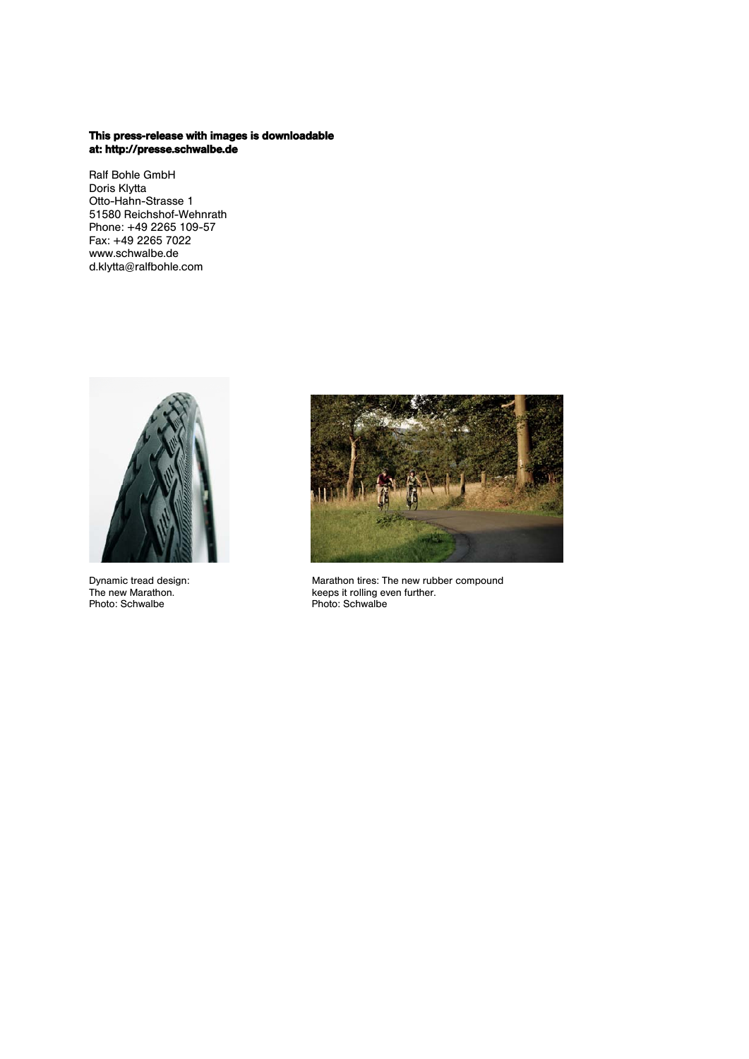**This press-release with images is downloadable at: http://presse.schwalbe.de**

Ralf Bohle GmbH
Doris Klytta
Otto-Hahn-Strasse 1
51580 Reichshof-Wehnrath
Phone: +49 2265 109-57
Fax: +49 2265 7022
www.schwalbe.de
d.klytta@ralfbohle.com

Dynamic tread design:
The new Marathon.
Photo: Schwalbe

Marathon tires: The new rubber compound keeps it rolling even further.
Photo: Schwalbe